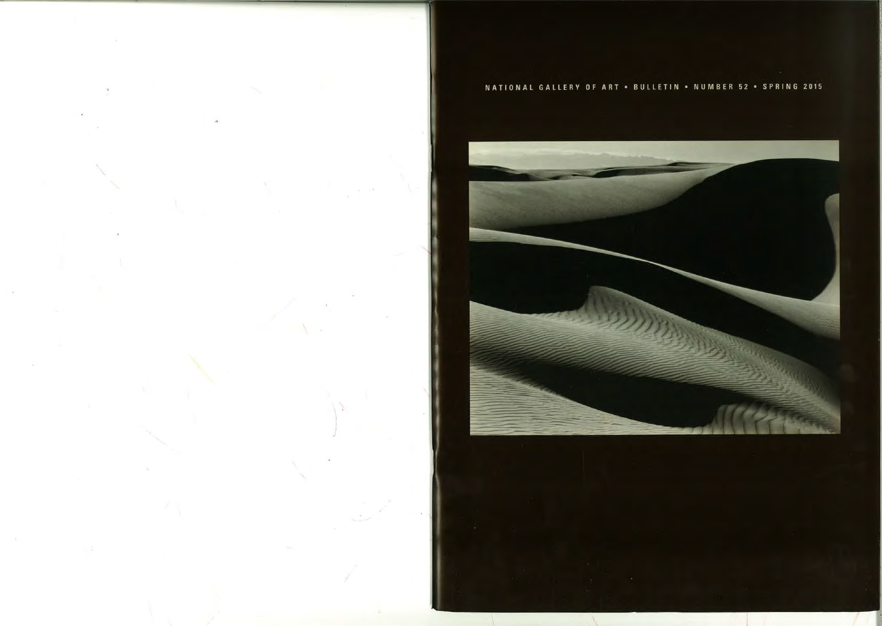NATIONAL GALLERY OF ART • BULLETIN • NUMBER 52 • SPRING 2015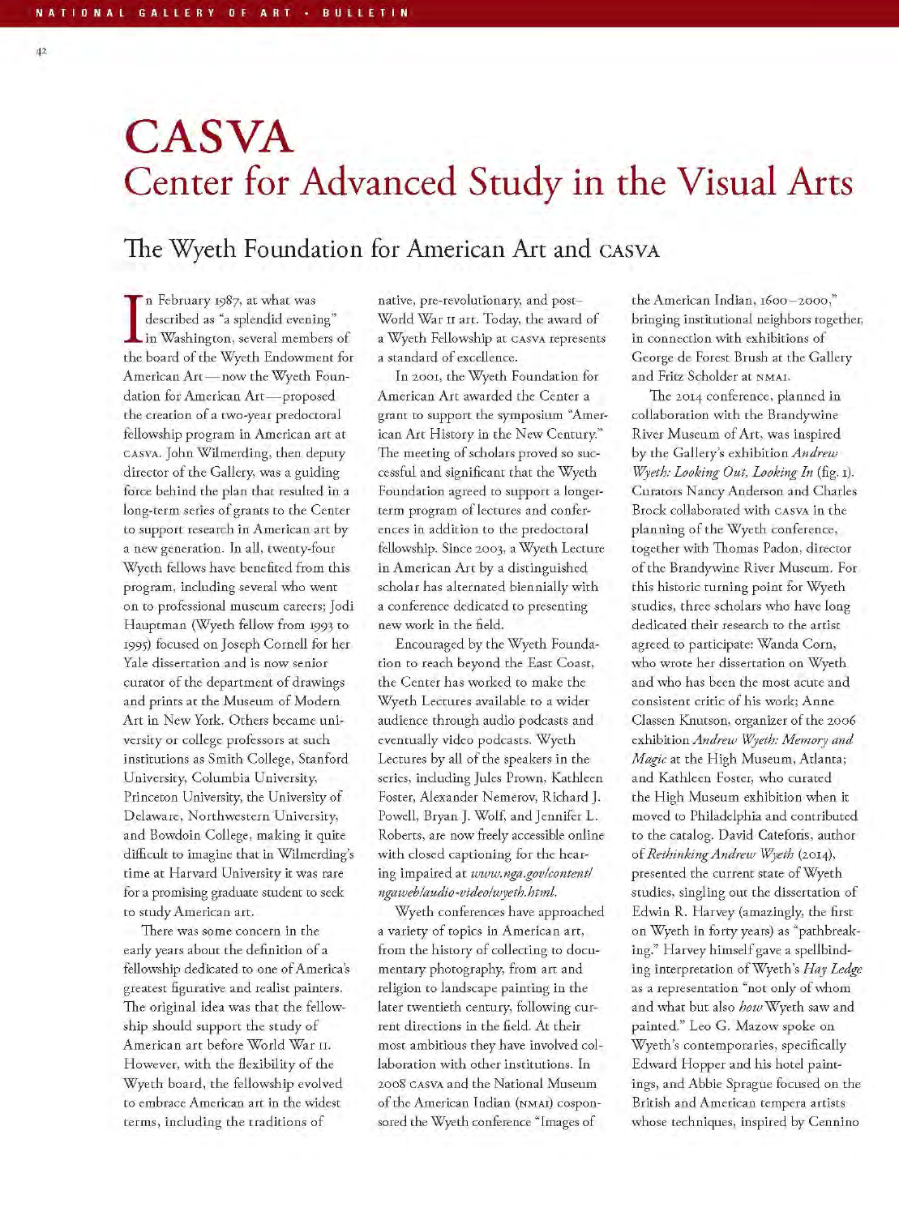# CASVA
## Center for Advanced Study in the Visual Arts

### The Wyeth Foundation for American Art and CASVA

In February 1987, at what was described as "a splendid evening" in Washington, several members of the board of the Wyeth Endowment for American Art — now the Wyeth Foundation for American Art — proposed the creation of a two-year predoctoral fellowship program in American art at CASVA. John Wilmerding, then deputy director of the Gallery, was a guiding force behind the plan that resulted in a long-term series of grants to the Center to support research in American art by a new generation. In all, twenty-four Wyeth fellows have benefited from this program, including several who went on to professional museum careers; Jodi Hauptman (Wyeth fellow from 1993 to 1995) focused on Joseph Cornell for her Yale dissertation and is now senior curator of the department of drawings and prints at the Museum of Modern Art in New York. Others became university or college professors at such institutions as Smith College, Stanford University, Columbia University, Princeton University, the University of Delaware, Northwestern University, and Bowdoin College, making it quite difficult to imagine that in Wilmerding's time at Harvard University it was rare for a promising graduate student to seek to study American art.

There was some concern in the early years about the definition of a fellowship dedicated to one of America's greatest figurative and realist painters. The original idea was that the fellowship should support the study of American art before World War II. However, with the flexibility of the Wyeth board, the fellowship evolved to embrace American art in the widest terms, including the traditions of native, pre-revolutionary, and post–World War II art. Today, the award of a Wyeth Fellowship at CASVA represents a standard of excellence.

In 2001, the Wyeth Foundation for American Art awarded the Center a grant to support the symposium "American Art History in the New Century." The meeting of scholars proved so successful and significant that the Wyeth Foundation agreed to support a longer-term program of lectures and conferences in addition to the predoctoral fellowship. Since 2003, a Wyeth Lecture in American Art by a distinguished scholar has alternated biennially with a conference dedicated to presenting new work in the field.

Encouraged by the Wyeth Foundation to reach beyond the East Coast, the Center has worked to make the Wyeth Lectures available to a wider audience through audio podcasts and eventually video podcasts. Wyeth Lectures by all of the speakers in the series, including Jules Prown, Kathleen Foster, Alexander Nemerov, Richard J. Powell, Bryan J. Wolf, and Jennifer L. Roberts, are now freely accessible online with closed captioning for the hearing impaired at *www.nga.gov/content/ngaweb/audio-video/wyeth.html*.

Wyeth conferences have approached a variety of topics in American art, from the history of collecting to documentary photography, from art and religion to landscape painting in the later twentieth century, following current directions in the field. At their most ambitious they have involved collaboration with other institutions. In 2008 CASVA and the National Museum of the American Indian (NMAI) cosponsored the Wyeth conference "Images of the American Indian, 1600–2000," bringing institutional neighbors together, in connection with exhibitions of George de Forest Brush at the Gallery and Fritz Scholder at NMAI.

The 2014 conference, planned in collaboration with the Brandywine River Museum of Art, was inspired by the Gallery's exhibition *Andrew Wyeth: Looking Out, Looking In* (fig. 1). Curators Nancy Anderson and Charles Brock collaborated with CASVA in the planning of the Wyeth conference, together with Thomas Padon, director of the Brandywine River Museum. For this historic turning point for Wyeth studies, three scholars who have long dedicated their research to the artist agreed to participate: Wanda Corn, who wrote her dissertation on Wyeth and who has been the most acute and consistent critic of his work; Anne Classen Knutson, organizer of the 2006 exhibition *Andrew Wyeth: Memory and Magic* at the High Museum, Atlanta; and Kathleen Foster, who curated the High Museum exhibition when it moved to Philadelphia and contributed to the catalog. David Cateforis, author of *Rethinking Andrew Wyeth* (2014), presented the current state of Wyeth studies, singling out the dissertation of Edwin R. Harvey (amazingly, the first on Wyeth in forty years) as "pathbreaking." Harvey himself gave a spellbinding interpretation of Wyeth's *Hay Ledge* as a representation "not only of whom and what but also *how* Wyeth saw and painted." Leo G. Mazow spoke on Wyeth's contemporaries, specifically Edward Hopper and his hotel paintings, and Abbie Sprague focused on the British and American tempera artists whose techniques, inspired by Cennino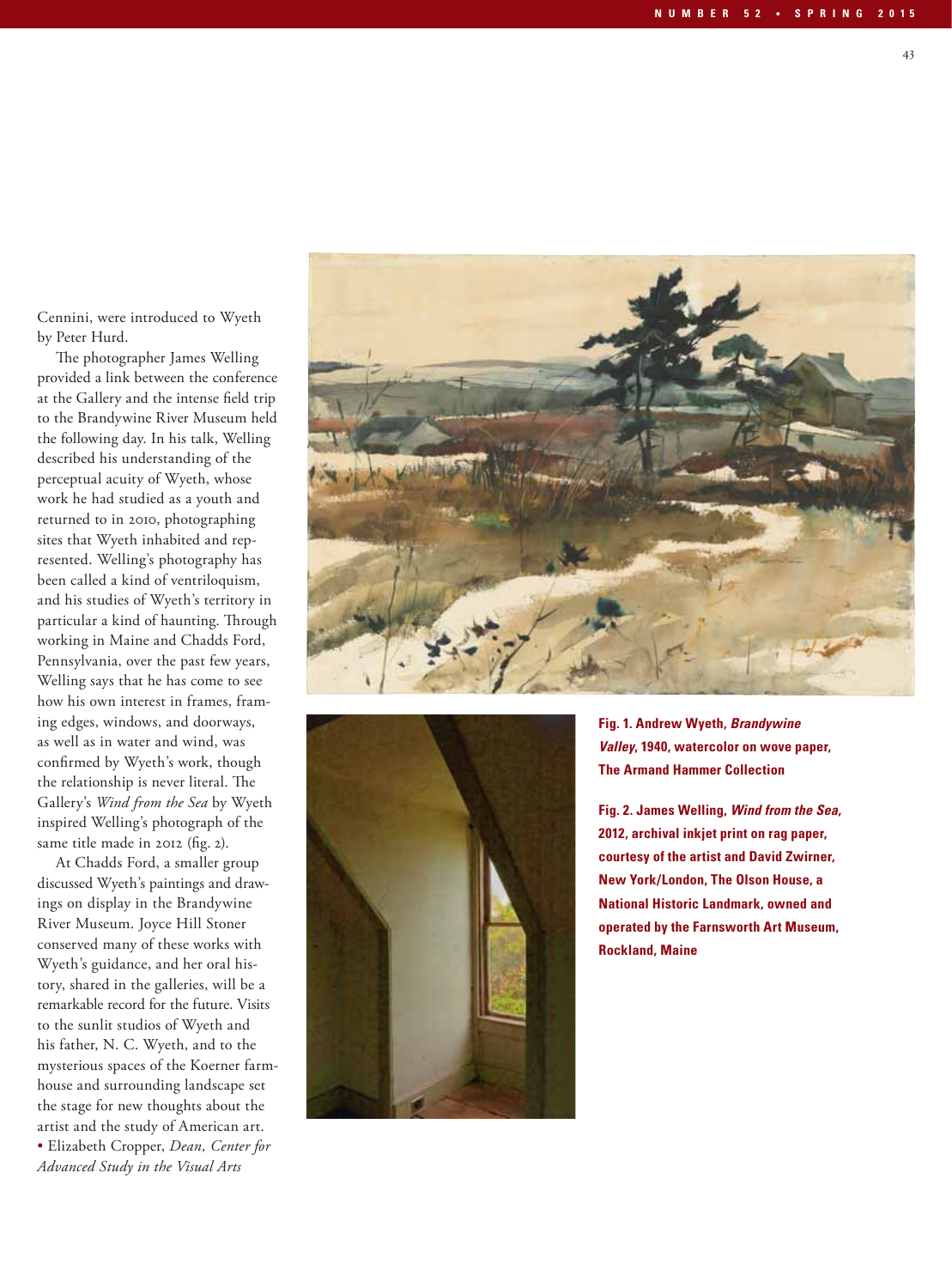Cennini, were introduced to Wyeth by Peter Hurd.

The photographer James Welling provided a link between the conference at the Gallery and the intense field trip to the Brandywine River Museum held the following day. In his talk, Welling described his understanding of the perceptual acuity of Wyeth, whose work he had studied as a youth and returned to in 2010, photographing sites that Wyeth inhabited and represented. Welling's photography has been called a kind of ventriloquism, and his studies of Wyeth's territory in particular a kind of haunting. Through working in Maine and Chadds Ford, Pennsylvania, over the past few years, Welling says that he has come to see how his own interest in frames, framing edges, windows, and doorways, as well as in water and wind, was confirmed by Wyeth's work, though the relationship is never literal. The Gallery's *Wind from the Sea* by Wyeth inspired Welling's photograph of the same title made in 2012 (fig. 2).

At Chadds Ford, a smaller group discussed Wyeth's paintings and drawings on display in the Brandywine River Museum. Joyce Hill Stoner conserved many of these works with Wyeth's guidance, and her oral history, shared in the galleries, will be a remarkable record for the future. Visits to the sunlit studios of Wyeth and his father, N. C. Wyeth, and to the mysterious spaces of the Koerner farmhouse and surrounding landscape set the stage for new thoughts about the artist and the study of American art.
• Elizabeth Cropper, *Dean, Center for Advanced Study in the Visual Arts*

**Fig. 1. Andrew Wyeth, *Brandywine Valley*, 1940, watercolor on wove paper, The Armand Hammer Collection**

**Fig. 2. James Welling, *Wind from the Sea*, 2012, archival inkjet print on rag paper, courtesy of the artist and David Zwirner, New York/London, The Olson House, a National Historic Landmark, owned and operated by the Farnsworth Art Museum, Rockland, Maine**